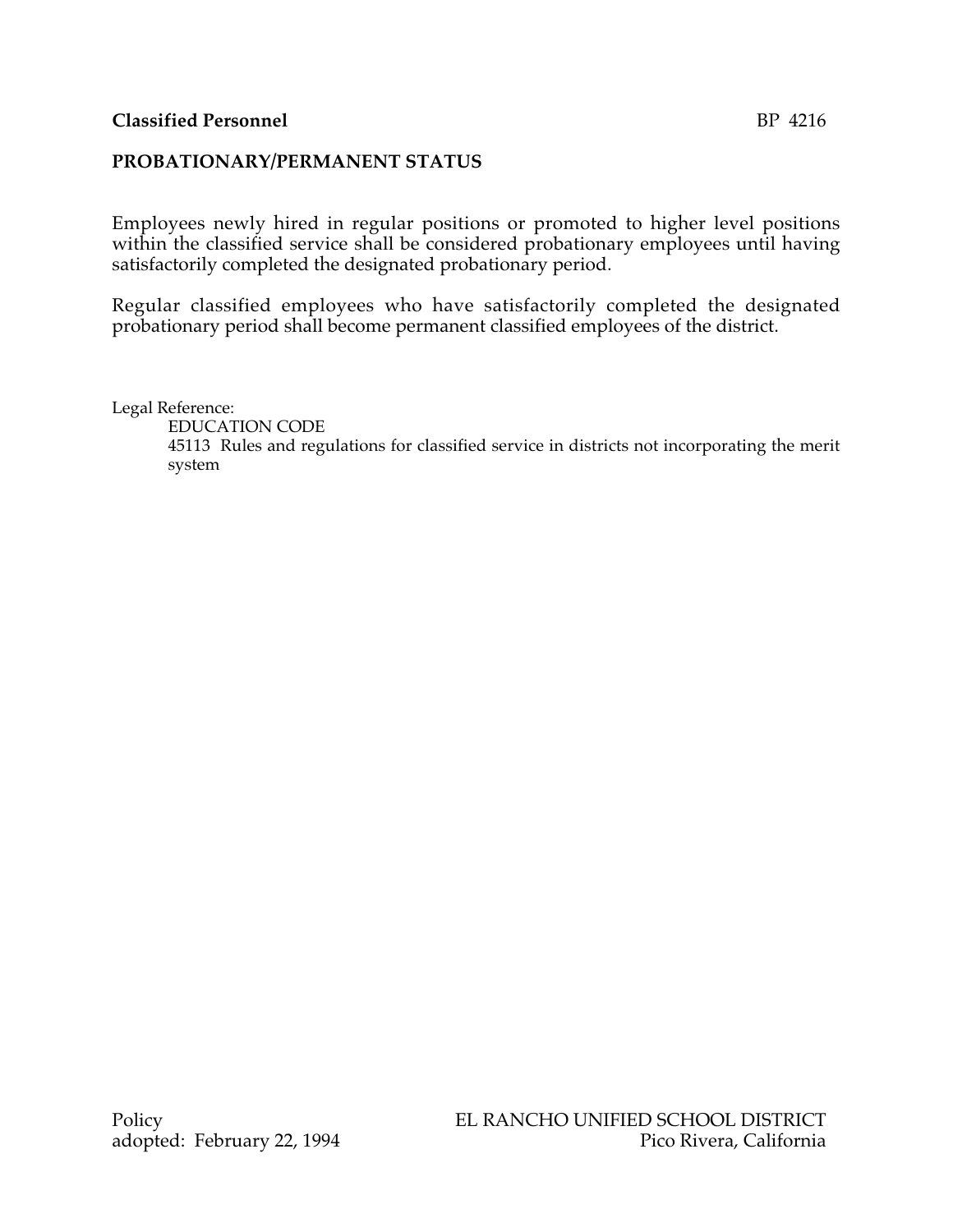**Classified Personnel** BP 4216

## PROBATIONARY/PERMANENT STATUS

Employees newly hired in regular positions or promoted to higher level positions within the classified service shall be considered probationary employees until having satisfactorily completed the designated probationary period.

Regular classified employees who have satisfactorily completed the designated probationary period shall become permanent classified employees of the district.

Legal Reference:

EDUCATION CODE

45113 Rules and regulations for classified service in districts not incorporating the merit system

Policy
adopted: February 22, 1994

EL RANCHO UNIFIED SCHOOL DISTRICT
Pico Rivera, California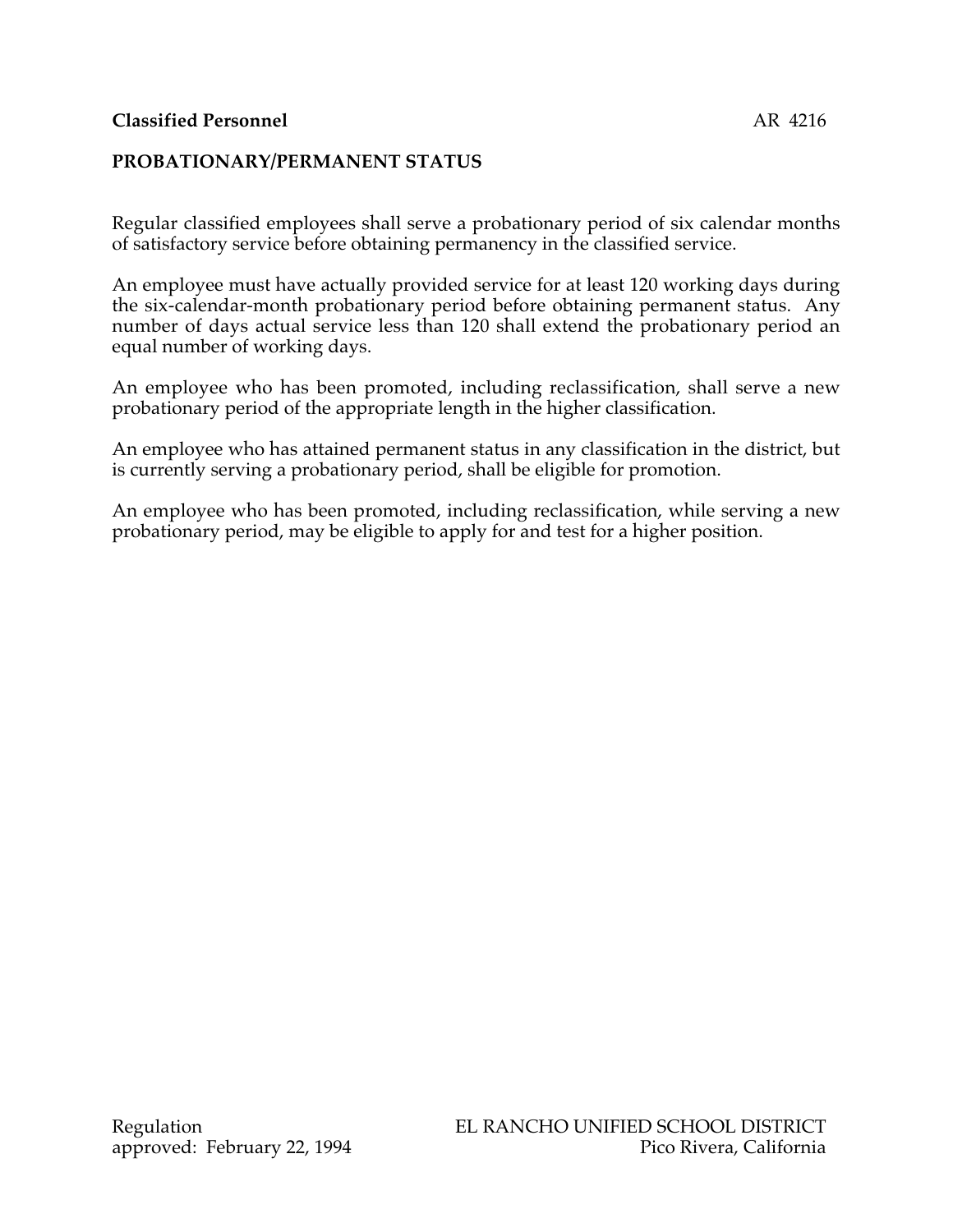**Classified Personnel** AR 4216

**PROBATIONARY/PERMANENT STATUS**

Regular classified employees shall serve a probationary period of six calendar months of satisfactory service before obtaining permanency in the classified service.

An employee must have actually provided service for at least 120 working days during the six-calendar-month probationary period before obtaining permanent status. Any number of days actual service less than 120 shall extend the probationary period an equal number of working days.

An employee who has been promoted, including reclassification, shall serve a new probationary period of the appropriate length in the higher classification.

An employee who has attained permanent status in any classification in the district, but is currently serving a probationary period, shall be eligible for promotion.

An employee who has been promoted, including reclassification, while serving a new probationary period, may be eligible to apply for and test for a higher position.

Regulation
approved: February 22, 1994

EL RANCHO UNIFIED SCHOOL DISTRICT
Pico Rivera, California